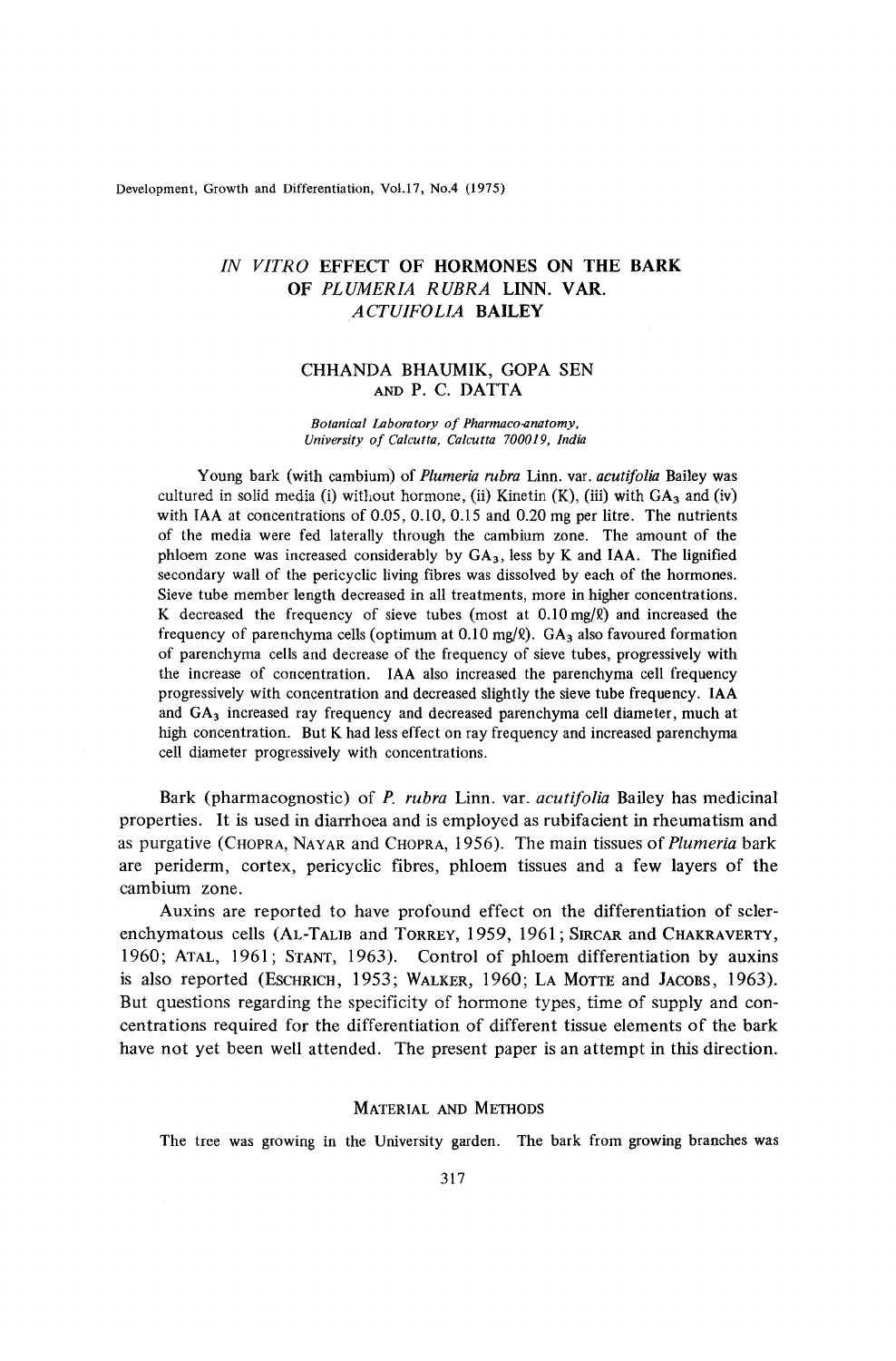# IN VITRO EFFECT OF HORMONES ON THE BARK OF PLUMERIA RUBRA LINN. VAR. ACTUIFOLIA BAILEY

CHHANDA BHAUMIK, GOPA SEN AND P. C. DATTA

*Botanical Laboratory of Pharmaco-anatomy, University of Calcutta, Calcutta 700019, India*

Young bark (with cambium) of *Plumeria rubra* Linn. var. *acutifolia* Bailey was cultured in solid media (i) without hormone, (ii) Kinetin (K), (iii) with $GA_3$ and (iv) with IAA at concentrations of 0.05, 0.10, 0.15 and 0.20 mg per litre. The nutrients of the media were fed laterally through the cambium zone. The amount of the phloem zone was increased considerably by $GA_3$, less by K and IAA. The lignified secondary wall of the pericyclic living fibres was dissolved by each of the hormones. Sieve tube member length decreased in all treatments, more in higher concentrations. K decreased the frequency of sieve tubes (most at 0.10 mg/ℓ) and increased the frequency of parenchyma cells (optimum at 0.10 mg/ℓ). $GA_3$ also favoured formation of parenchyma cells and decrease of the frequency of sieve tubes, progressively with the increase of concentration. IAA also increased the parenchyma cell frequency progressively with concentration and decreased slightly the sieve tube frequency. IAA and $GA_3$ increased ray frequency and decreased parenchyma cell diameter, much at high concentration. But K had less effect on ray frequency and increased parenchyma cell diameter progressively with concentrations.

Bark (pharmacognostic) of *P. rubra* Linn. var. *acutifolia* Bailey has medicinal properties. It is used in diarrhoea and is employed as rubifacient in rheumatism and as purgative (CHOPRA, NAYAR and CHOPRA, 1956). The main tissues of *Plumeria* bark are periderm, cortex, pericyclic fibres, phloem tissues and a few layers of the cambium zone.

Auxins are reported to have profound effect on the differentiation of sclerenchymatous cells (AL-TALIB and TORREY, 1959, 1961; SIRCAR and CHAKRAVERTY, 1960; ATAL, 1961; STANT, 1963). Control of phloem differentiation by auxins is also reported (ESCHRICH, 1953; WALKER, 1960; LA MOTTE and JACOBS, 1963). But questions regarding the specificity of hormone types, time of supply and concentrations required for the differentiation of different tissue elements of the bark have not yet been well attended. The present paper is an attempt in this direction.

## MATERIAL AND METHODS

The tree was growing in the University garden. The bark from growing branches was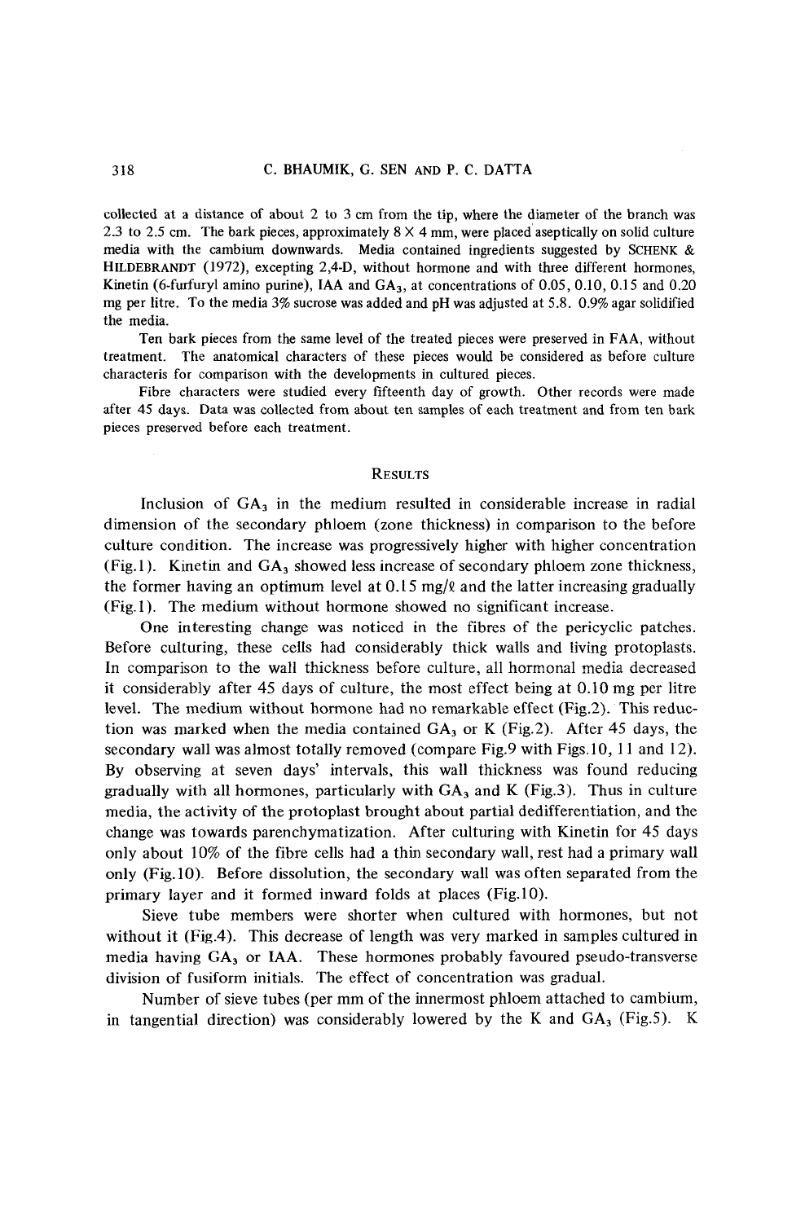collected at a distance of about 2 to 3 cm from the tip, where the diameter of the branch was 2.3 to 2.5 cm. The bark pieces, approximately 8 × 4 mm, were placed aseptically on solid culture media with the cambium downwards. Media contained ingredients suggested by SCHENK & HILDEBRANDT (1972), excepting 2,4-D, without hormone and with three different hormones, Kinetin (6-furfuryl amino purine), IAA and $GA_3$, at concentrations of 0.05, 0.10, 0.15 and 0.20 mg per litre. To the media 3% sucrose was added and pH was adjusted at 5.8. 0.9% agar solidified the media.

Ten bark pieces from the same level of the treated pieces were preserved in FAA, without treatment. The anatomical characters of these pieces would be considered as before culture characteris for comparison with the developments in cultured pieces.

Fibre characters were studied every fifteenth day of growth. Other records were made after 45 days. Data was collected from about ten samples of each treatment and from ten bark pieces preserved before each treatment.

## RESULTS

Inclusion of $GA_3$ in the medium resulted in considerable increase in radial dimension of the secondary phloem (zone thickness) in comparison to the before culture condition. The increase was progressively higher with higher concentration (Fig.1). Kinetin and $GA_3$ showed less increase of secondary phloem zone thickness, the former having an optimum level at 0.15 mg/ℓ and the latter increasing gradually (Fig.1). The medium without hormone showed no significant increase.

One interesting change was noticed in the fibres of the pericyclic patches. Before culturing, these cells had considerably thick walls and living protoplasts. In comparison to the wall thickness before culture, all hormonal media decreased it considerably after 45 days of culture, the most effect being at 0.10 mg per litre level. The medium without hormone had no remarkable effect (Fig.2). This reduction was marked when the media contained $GA_3$ or K (Fig.2). After 45 days, the secondary wall was almost totally removed (compare Fig.9 with Figs.10, 11 and 12). By observing at seven days' intervals, this wall thickness was found reducing gradually with all hormones, particularly with $GA_3$ and K (Fig.3). Thus in culture media, the activity of the protoplast brought about partial dedifferentiation, and the change was towards parenchymatization. After culturing with Kinetin for 45 days only about 10% of the fibre cells had a thin secondary wall, rest had a primary wall only (Fig.10). Before dissolution, the secondary wall was often separated from the primary layer and it formed inward folds at places (Fig.10).

Sieve tube members were shorter when cultured with hormones, but not without it (Fig.4). This decrease of length was very marked in samples cultured in media having $GA_3$ or IAA. These hormones probably favoured pseudo-transverse division of fusiform initials. The effect of concentration was gradual.

Number of sieve tubes (per mm of the innermost phloem attached to cambium, in tangential direction) was considerably lowered by the K and $GA_3$ (Fig.5). K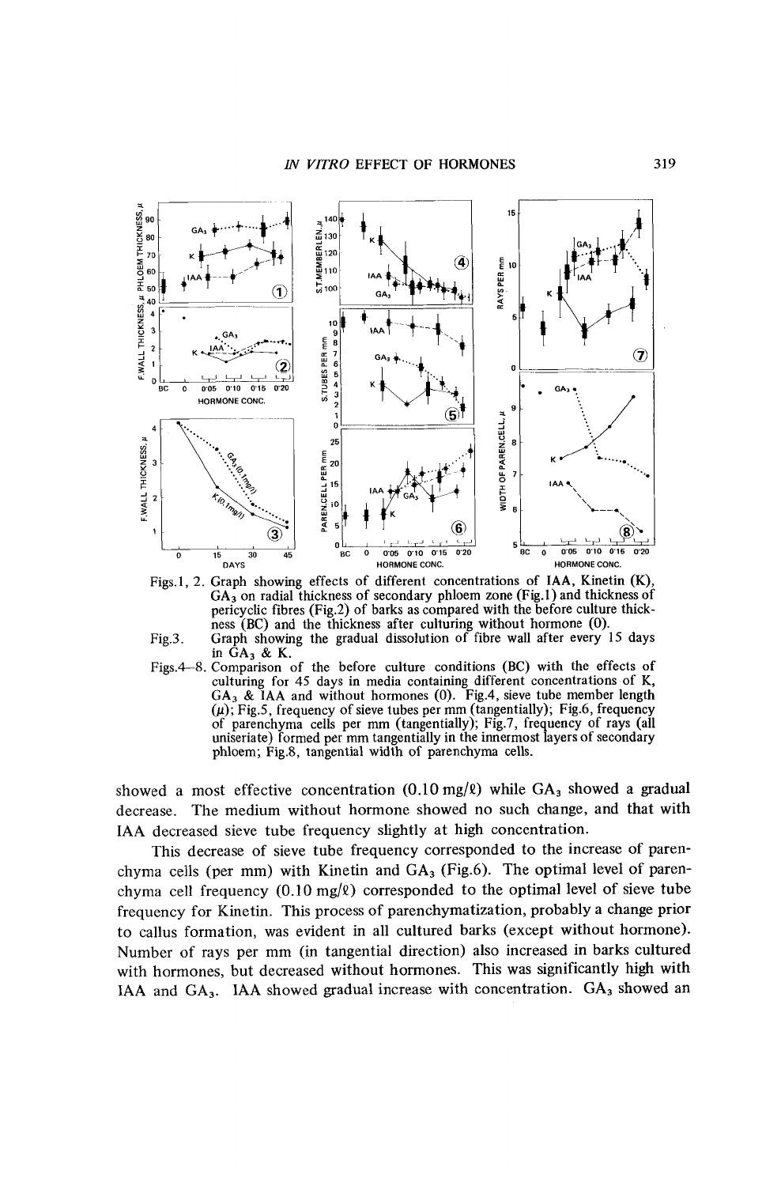Figs. 1, 2. Graph showing effects of different concentrations of IAA, Kinetin (K), $GA_3$ on radial thickness of secondary phloem zone (Fig. 1) and thickness of pericyclic fibres (Fig. 2) of barks as compared with the before culture thickness (BC) and the thickness after culturing without hormone (0).

Fig. 3. Graph showing the gradual dissolution of fibre wall after every 15 days in $GA_3$ & K.

Figs. 4–8. Comparison of the before culture conditions (BC) with the effects of culturing for 45 days in media containing different concentrations of K, $GA_3$ & IAA and without hormones (0). Fig. 4, sieve tube member length (μ); Fig. 5, frequency of sieve tubes per mm (tangentially); Fig. 6, frequency of parenchyma cells per mm (tangentially); Fig. 7, frequency of rays (all uniseriate) formed per mm tangentially in the innermost layers of secondary phloem; Fig. 8, tangential width of parenchyma cells.

showed a most effective concentration (0.10 mg/ℓ) while $GA_3$ showed a gradual decrease. The medium without hormone showed no such change, and that with IAA decreased sieve tube frequency slightly at high concentration.

This decrease of sieve tube frequency corresponded to the increase of parenchyma cells (per mm) with Kinetin and $GA_3$ (Fig. 6). The optimal level of parenchyma cell frequency (0.10 mg/ℓ) corresponded to the optimal level of sieve tube frequency for Kinetin. This process of parenchymatization, probably a change prior to callus formation, was evident in all cultured barks (except without hormone). Number of rays per mm (in tangential direction) also increased in barks cultured with hormones, but decreased without hormones. This was significantly high with IAA and $GA_3$. IAA showed gradual increase with concentration. $GA_3$ showed an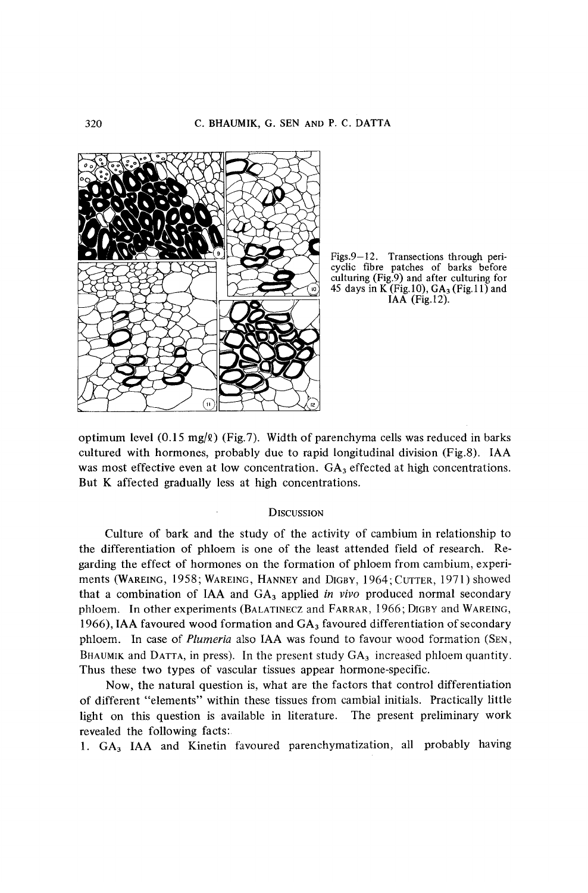Figs.9–12. Transections through pericyclic fibre patches of barks before culturing (Fig.9) and after culturing for 45 days in K (Fig.10), $GA_3$ (Fig.11) and IAA (Fig.12).

optimum level (0.15 mg/ℓ) (Fig.7). Width of parenchyma cells was reduced in barks cultured with hormones, probably due to rapid longitudinal division (Fig.8). IAA was most effective even at low concentration. $GA_3$ effected at high concentrations. But K affected gradually less at high concentrations.

## Discussion

Culture of bark and the study of the activity of cambium in relationship to the differentiation of phloem is one of the least attended field of research. Regarding the effect of hormones on the formation of phloem from cambium, experiments (Wareing, 1958; Wareing, Hanney and Digby, 1964; Cutter, 1971) showed that a combination of IAA and $GA_3$ applied *in vivo* produced normal secondary phloem. In other experiments (Balatinecz and Farrar, 1966; Digby and Wareing, 1966), IAA favoured wood formation and $GA_3$ favoured differentiation of secondary phloem. In case of *Plumeria* also IAA was found to favour wood formation (Sen, Bhaumik and Datta, in press). In the present study $GA_3$ increased phloem quantity. Thus these two types of vascular tissues appear hormone-specific.

Now, the natural question is, what are the factors that control differentiation of different "elements" within these tissues from cambial initials. Practically little light on this question is available in literature. The present preliminary work revealed the following facts:

1. $GA_3$ IAA and Kinetin favoured parenchymatization, all probably having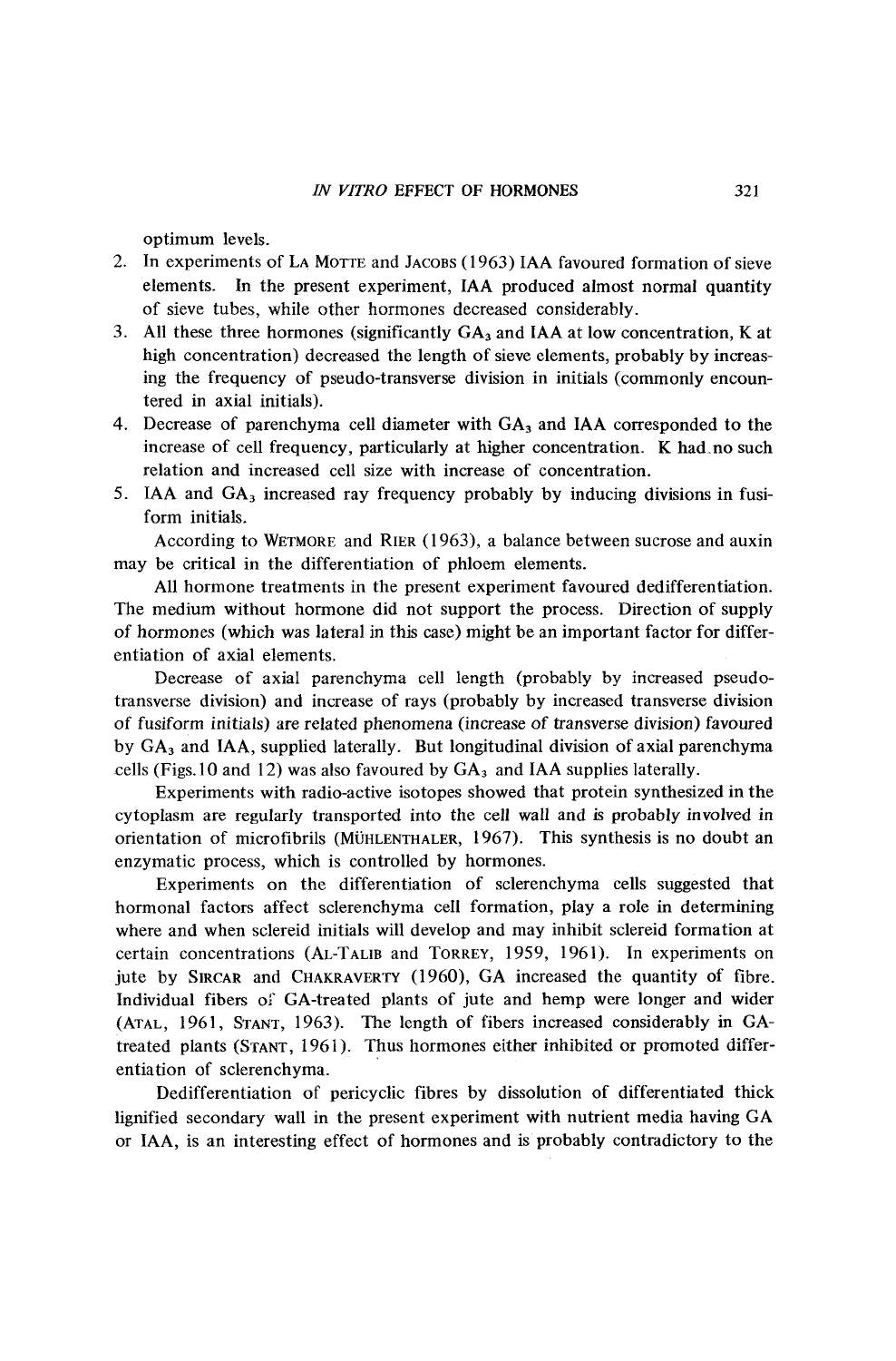optimum levels.

2. In experiments of La Motte and Jacobs (1963) IAA favoured formation of sieve elements. In the present experiment, IAA produced almost normal quantity of sieve tubes, while other hormones decreased considerably.
3. All these three hormones (significantly $GA_3$ and IAA at low concentration, K at high concentration) decreased the length of sieve elements, probably by increasing the frequency of pseudo-transverse division in initials (commonly encountered in axial initials).
4. Decrease of parenchyma cell diameter with $GA_3$ and IAA corresponded to the increase of cell frequency, particularly at higher concentration. K had no such relation and increased cell size with increase of concentration.
5. IAA and $GA_3$ increased ray frequency probably by inducing divisions in fusiform initials.

According to Wetmore and Rier (1963), a balance between sucrose and auxin may be critical in the differentiation of phloem elements.

All hormone treatments in the present experiment favoured dedifferentiation. The medium without hormone did not support the process. Direction of supply of hormones (which was lateral in this case) might be an important factor for differentiation of axial elements.

Decrease of axial parenchyma cell length (probably by increased pseudo-transverse division) and increase of rays (probably by increased transverse division of fusiform initials) are related phenomena (increase of transverse division) favoured by $GA_3$ and IAA, supplied laterally. But longitudinal division of axial parenchyma cells (Figs. 10 and 12) was also favoured by $GA_3$ and IAA supplies laterally.

Experiments with radio-active isotopes showed that protein synthesized in the cytoplasm are regularly transported into the cell wall and is probably involved in orientation of microfibrils (Mühlenthaler, 1967). This synthesis is no doubt an enzymatic process, which is controlled by hormones.

Experiments on the differentiation of sclerenchyma cells suggested that hormonal factors affect sclerenchyma cell formation, play a role in determining where and when sclereid initials will develop and may inhibit sclereid formation at certain concentrations (Al-Talib and Torrey, 1959, 1961). In experiments on jute by Sircar and Chakraverty (1960), GA increased the quantity of fibre. Individual fibers of GA-treated plants of jute and hemp were longer and wider (Atal, 1961, Stant, 1963). The length of fibers increased considerably in GA-treated plants (Stant, 1961). Thus hormones either inhibited or promoted differentiation of sclerenchyma.

Dedifferentiation of pericyclic fibres by dissolution of differentiated thick lignified secondary wall in the present experiment with nutrient media having GA or IAA, is an interesting effect of hormones and is probably contradictory to the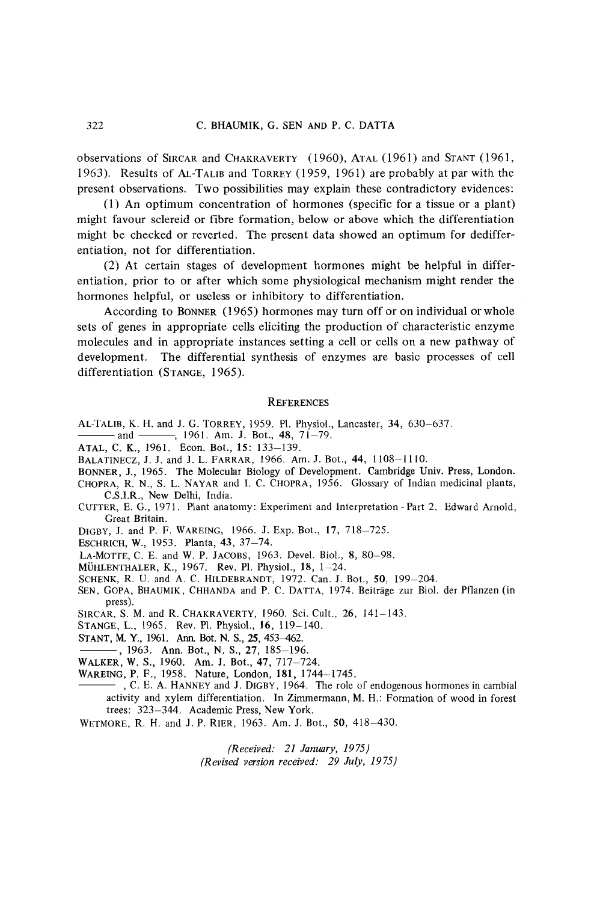observations of SIRCAR and CHAKRAVERTY (1960), ATAL (1961) and STANT (1961, 1963). Results of AL-TALIB and TORREY (1959, 1961) are probably at par with the present observations. Two possibilities may explain these contradictory evidences:

(1) An optimum concentration of hormones (specific for a tissue or a plant) might favour sclereid or fibre formation, below or above which the differentiation might be checked or reverted. The present data showed an optimum for dedifferentiation, not for differentiation.

(2) At certain stages of development hormones might be helpful in differentiation, prior to or after which some physiological mechanism might render the hormones helpful, or useless or inhibitory to differentiation.

According to BONNER (1965) hormones may turn off or on individual or whole sets of genes in appropriate cells eliciting the production of characteristic enzyme molecules and in appropriate instances setting a cell or cells on a new pathway of development. The differential synthesis of enzymes are basic processes of cell differentiation (STANGE, 1965).

## REFERENCES

AL-TALIB, K. H. and J. G. TORREY, 1959. Pl. Physiol., Lancaster, **34**, 630–637.

——— and ———, 1961. Am. J. Bot., **48**, 71–79.

ATAL, C. K., 1961. Econ. Bot., **15**: 133–139.

BALATINECZ, J. J. and J. L. FARRAR, 1966. Am. J. Bot., **44**, 1108–1110.

BONNER, J., 1965. The Molecular Biology of Development. Cambridge Univ. Press, London.

CHOPRA, R. N., S. L. NAYAR and I. C. CHOPRA, 1956. Glossary of Indian medicinal plants, C.S.I.R., New Delhi, India.

CUTTER, E. G., 1971. Plant anatomy: Experiment and Interpretation - Part 2. Edward Arnold, Great Britain.

DIGBY, J. and P. F. WAREING, 1966. J. Exp. Bot., **17**, 718–725.

ESCHRICH, W., 1953. Planta, **43**, 37–74.

LA-MOTTE, C. E. and W. P. JACOBS, 1963. Devel. Biol., **8**, 80–98.

MÜHLENTHALER, K., 1967. Rev. Pl. Physiol., **18**, 1–24.

SCHENK, R. U. and A. C. HILDEBRANDT, 1972. Can. J. Bot., **50**, 199–204.

SEN, GOPA, BHAUMIK, CHHANDA and P. C. DATTA, 1974. Beiträge zur Biol. der Pflanzen (in press).

SIRCAR, S. M. and R. CHAKRAVERTY, 1960. Sci. Cult., **26**, 141–143.

STANGE, L., 1965. Rev. Pl. Physiol., **16**, 119–140.

STANT, M. Y., 1961. Ann. Bot. N. S., **25**, 453–462.

———, 1963. Ann. Bot., N. S., **27**, 185–196.

WALKER, W. S., 1960. Am. J. Bot., **47**, 717–724.

WAREING, P. F., 1958. Nature, London, **181**, 1744–1745.

——— , C. E. A. HANNEY and J. DIGBY, 1964. The role of endogenous hormones in cambial activity and xylem differentiation. In Zimmermann, M. H.: Formation of wood in forest trees: 323–344. Academic Press, New York.

WETMORE, R. H. and J. P. RIER, 1963. Am. J. Bot., **50**, 418–430.

*(Received: 21 January, 1975)*
*(Revised version received: 29 July, 1975)*